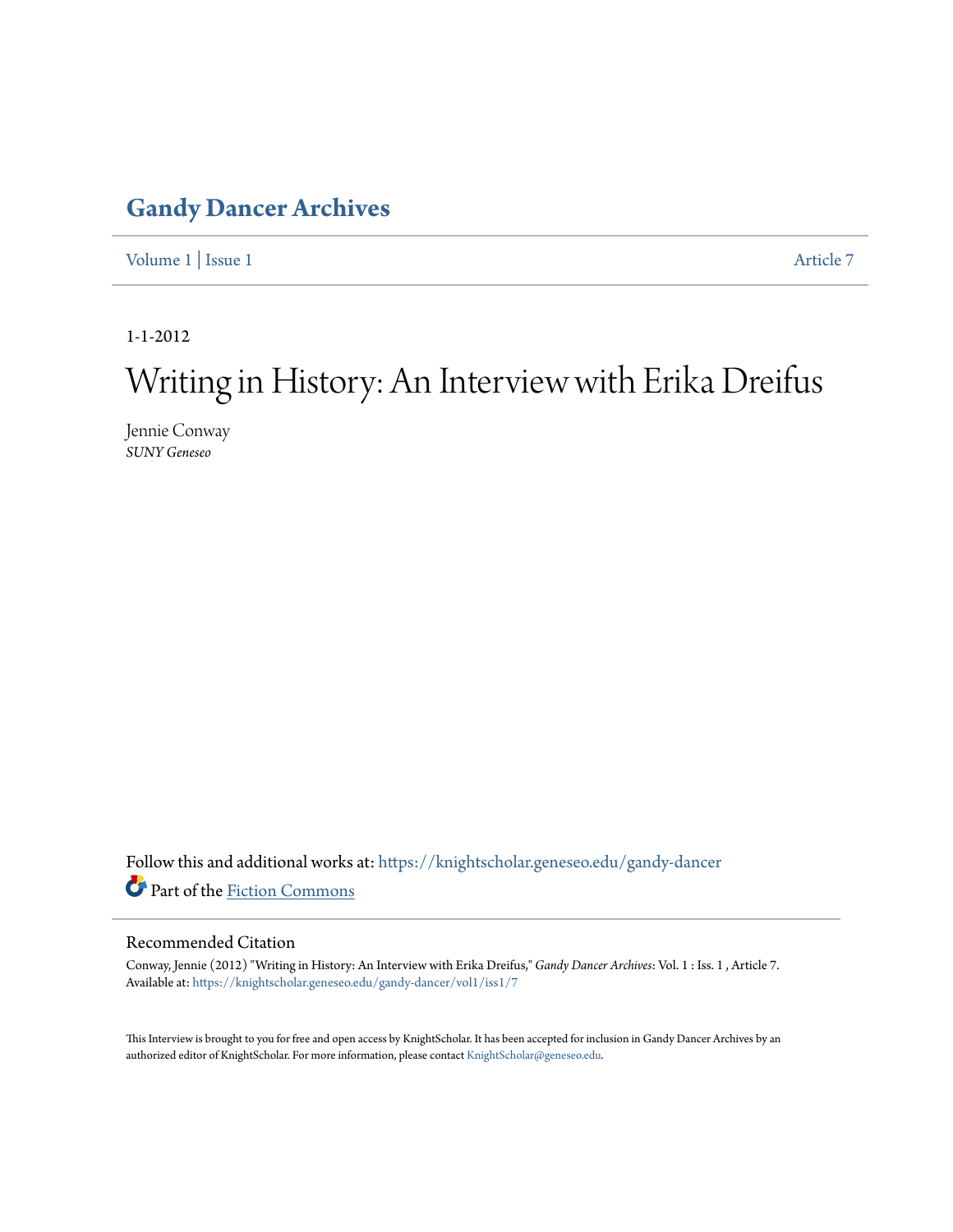# Gandy Dancer Archives

Volume 1 | Issue 1 Article 7

1-1-2012

# Writing in History: An Interview with Erika Dreifus

Jennie Conway
*SUNY Geneseo*

Follow this and additional works at: https://knightscholar.geneseo.edu/gandy-dancer

Part of the Fiction Commons

## Recommended Citation

Conway, Jennie (2012) "Writing in History: An Interview with Erika Dreifus," *Gandy Dancer Archives*: Vol. 1 : Iss. 1 , Article 7.
Available at: https://knightscholar.geneseo.edu/gandy-dancer/vol1/iss1/7

This Interview is brought to you for free and open access by KnightScholar. It has been accepted for inclusion in Gandy Dancer Archives by an authorized editor of KnightScholar. For more information, please contact KnightScholar@geneseo.edu.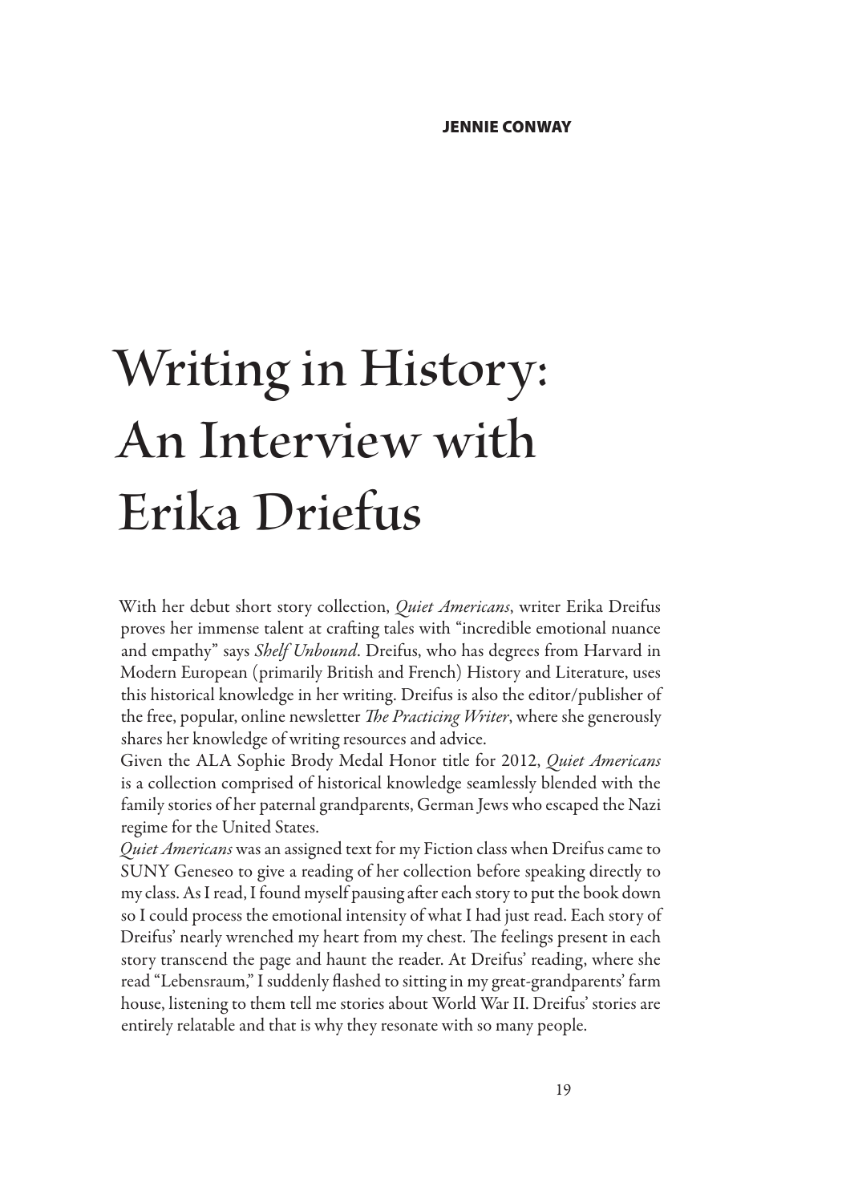JENNIE CONWAY

# Writing in History: An Interview with Erika Driefus

With her debut short story collection, *Quiet Americans*, writer Erika Dreifus proves her immense talent at crafting tales with "incredible emotional nuance and empathy" says *Shelf Unbound*. Dreifus, who has degrees from Harvard in Modern European (primarily British and French) History and Literature, uses this historical knowledge in her writing. Dreifus is also the editor/publisher of the free, popular, online newsletter *The Practicing Writer*, where she generously shares her knowledge of writing resources and advice.

Given the ALA Sophie Brody Medal Honor title for 2012, *Quiet Americans* is a collection comprised of historical knowledge seamlessly blended with the family stories of her paternal grandparents, German Jews who escaped the Nazi regime for the United States.

*Quiet Americans* was an assigned text for my Fiction class when Dreifus came to SUNY Geneseo to give a reading of her collection before speaking directly to my class. As I read, I found myself pausing after each story to put the book down so I could process the emotional intensity of what I had just read. Each story of Dreifus' nearly wrenched my heart from my chest. The feelings present in each story transcend the page and haunt the reader. At Dreifus' reading, where she read "Lebensraum," I suddenly flashed to sitting in my great-grandparents' farm house, listening to them tell me stories about World War II. Dreifus' stories are entirely relatable and that is why they resonate with so many people.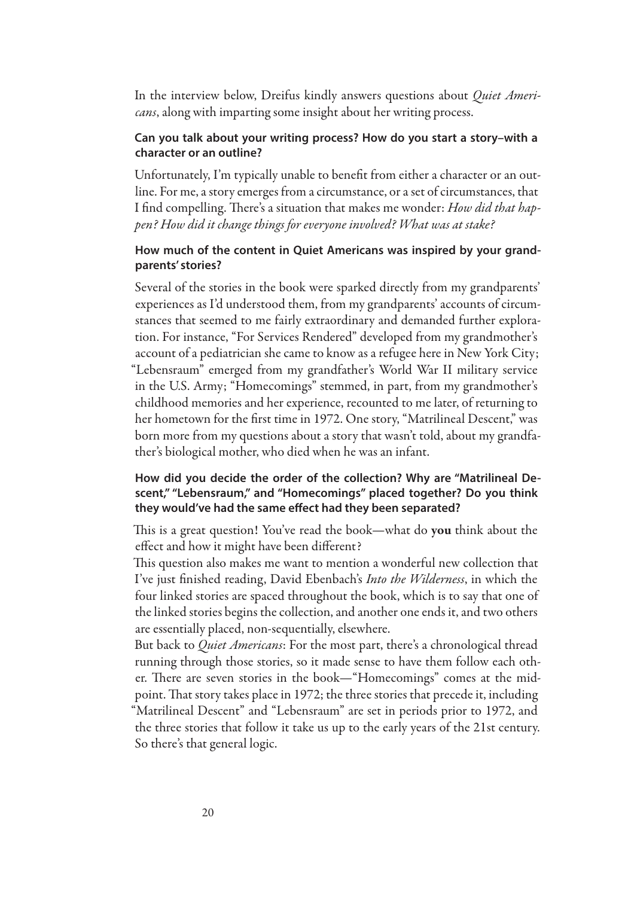In the interview below, Dreifus kindly answers questions about *Quiet Americans*, along with imparting some insight about her writing process.

**Can you talk about your writing process? How do you start a story–with a character or an outline?**

Unfortunately, I'm typically unable to benefit from either a character or an outline. For me, a story emerges from a circumstance, or a set of circumstances, that I find compelling. There's a situation that makes me wonder: *How did that happen? How did it change things for everyone involved? What was at stake?*

**How much of the content in Quiet Americans was inspired by your grandparents' stories?**

Several of the stories in the book were sparked directly from my grandparents' experiences as I'd understood them, from my grandparents' accounts of circumstances that seemed to me fairly extraordinary and demanded further exploration. For instance, "For Services Rendered" developed from my grandmother's account of a pediatrician she came to know as a refugee here in New York City; "Lebensraum" emerged from my grandfather's World War II military service in the U.S. Army; "Homecomings" stemmed, in part, from my grandmother's childhood memories and her experience, recounted to me later, of returning to her hometown for the first time in 1972. One story, "Matrilineal Descent," was born more from my questions about a story that wasn't told, about my grandfather's biological mother, who died when he was an infant.

**How did you decide the order of the collection? Why are "Matrilineal Descent," "Lebensraum," and "Homecomings" placed together? Do you think they would've had the same effect had they been separated?**

This is a great question! You've read the book—what do **you** think about the effect and how it might have been different?

This question also makes me want to mention a wonderful new collection that I've just finished reading, David Ebenbach's *Into the Wilderness*, in which the four linked stories are spaced throughout the book, which is to say that one of the linked stories begins the collection, and another one ends it, and two others are essentially placed, non-sequentially, elsewhere.

But back to *Quiet Americans*: For the most part, there's a chronological thread running through those stories, so it made sense to have them follow each other. There are seven stories in the book—"Homecomings" comes at the midpoint. That story takes place in 1972; the three stories that precede it, including "Matrilineal Descent" and "Lebensraum" are set in periods prior to 1972, and the three stories that follow it take us up to the early years of the 21st century. So there's that general logic.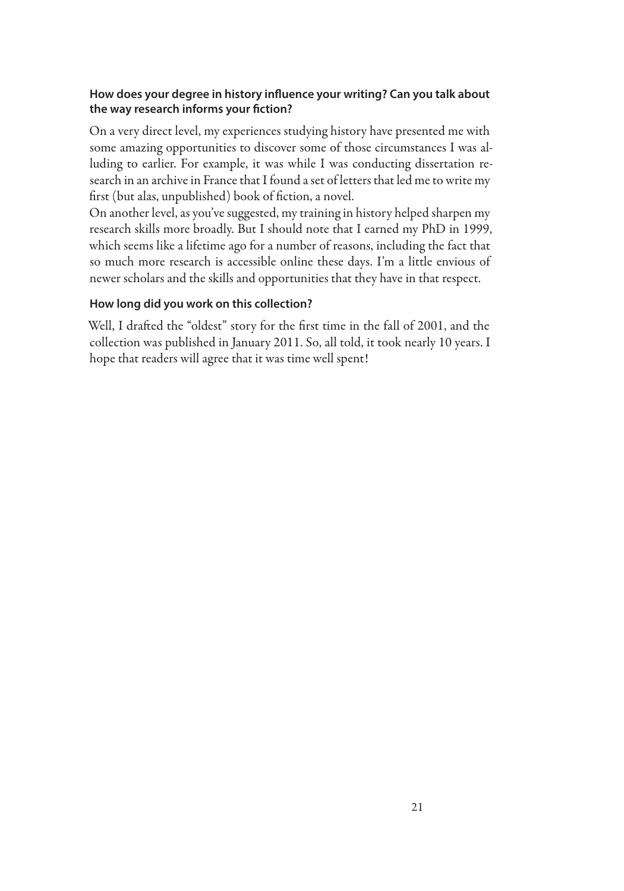**How does your degree in history influence your writing? Can you talk about the way research informs your fiction?**

On a very direct level, my experiences studying history have presented me with some amazing opportunities to discover some of those circumstances I was alluding to earlier. For example, it was while I was conducting dissertation research in an archive in France that I found a set of letters that led me to write my first (but alas, unpublished) book of fiction, a novel.

On another level, as you've suggested, my training in history helped sharpen my research skills more broadly. But I should note that I earned my PhD in 1999, which seems like a lifetime ago for a number of reasons, including the fact that so much more research is accessible online these days. I'm a little envious of newer scholars and the skills and opportunities that they have in that respect.

**How long did you work on this collection?**

Well, I drafted the "oldest" story for the first time in the fall of 2001, and the collection was published in January 2011. So, all told, it took nearly 10 years. I hope that readers will agree that it was time well spent!